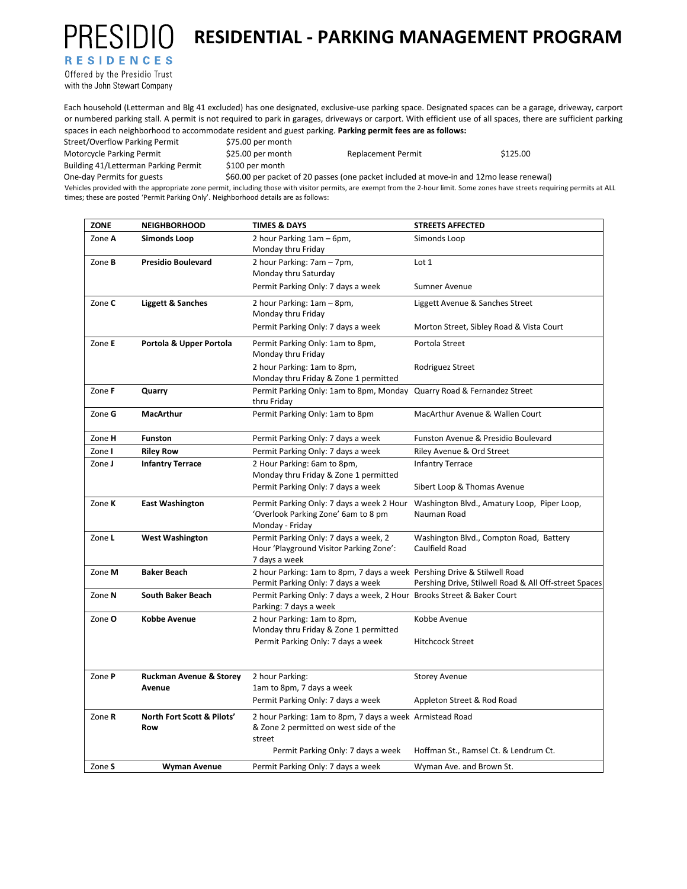# PRESIDIO RESIDENCES

Offered by the Presidio Trust with the John Stewart Company

# RESIDENTIAL - PARKING MANAGEMENT PROGRAM

Each household (Letterman and Blg 41 excluded) has one designated, exclusive-use parking space. Designated spaces can be a garage, driveway, carport or numbered parking stall. A permit is not required to park in garages, driveways or carport. With efficient use of all spaces, there are sufficient parking spaces in each neighborhood to accommodate resident and guest parking. **Parking permit fees are as follows:**

| | | | |
|---|---|---|---|
| Street/Overflow Parking Permit | $75.00 per month | | |
| Motorcycle Parking Permit | $25.00 per month | Replacement Permit | $125.00 |
| Building 41/Letterman Parking Permit | $100 per month | | |
| One-day Permits for guests | $60.00 per packet of 20 passes (one packet included at move-in and 12mo lease renewal) | | |

Vehicles provided with the appropriate zone permit, including those with visitor permits, are exempt from the 2-hour limit. Some zones have streets requiring permits at ALL times; these are posted 'Permit Parking Only'. Neighborhood details are as follows:

| ZONE | NEIGHBORHOOD | TIMES & DAYS | STREETS AFFECTED |
|---|---|---|---|
| Zone **A** | **Simonds Loop** | 2 hour Parking 1am – 6pm, Monday thru Friday | Simonds Loop |
| Zone **B** | **Presidio Boulevard** | 2 hour Parking: 7am – 7pm, Monday thru Saturday | Lot 1 |
| | | Permit Parking Only: 7 days a week | Sumner Avenue |
| Zone **C** | **Liggett & Sanches** | 2 hour Parking: 1am – 8pm, Monday thru Friday | Liggett Avenue & Sanches Street |
| | | Permit Parking Only: 7 days a week | Morton Street, Sibley Road & Vista Court |
| Zone **E** | **Portola & Upper Portola** | Permit Parking Only: 1am to 8pm, Monday thru Friday | Portola Street |
| | | 2 hour Parking: 1am to 8pm, Monday thru Friday & Zone 1 permitted | Rodriguez Street |
| Zone **F** | **Quarry** | Permit Parking Only: 1am to 8pm, Monday thru Friday | Quarry Road & Fernandez Street |
| Zone **G** | **MacArthur** | Permit Parking Only: 1am to 8pm | MacArthur Avenue & Wallen Court |
| Zone **H** | **Funston** | Permit Parking Only: 7 days a week | Funston Avenue & Presidio Boulevard |
| Zone **I** | **Riley Row** | Permit Parking Only: 7 days a week | Riley Avenue & Ord Street |
| Zone **J** | **Infantry Terrace** | 2 Hour Parking: 6am to 8pm, Monday thru Friday & Zone 1 permitted | Infantry Terrace |
| | | Permit Parking Only: 7 days a week | Sibert Loop & Thomas Avenue |
| Zone **K** | **East Washington** | Permit Parking Only: 7 days a week 2 Hour 'Overlook Parking Zone' 6am to 8 pm Monday - Friday | Washington Blvd., Amatury Loop, Piper Loop, Nauman Road |
| Zone **L** | **West Washington** | Permit Parking Only: 7 days a week, 2 Hour 'Playground Visitor Parking Zone': 7 days a week | Washington Blvd., Compton Road, Battery Caulfield Road |
| Zone **M** | **Baker Beach** | 2 hour Parking: 1am to 8pm, 7 days a week | Pershing Drive & Stilwell Road |
| | | Permit Parking Only: 7 days a week | Pershing Drive, Stilwell Road & All Off-street Spaces |
| Zone **N** | **South Baker Beach** | Permit Parking Only: 7 days a week, 2 Hour Parking: 7 days a week | Brooks Street & Baker Court |
| Zone **O** | **Kobbe Avenue** | 2 hour Parking: 1am to 8pm, Monday thru Friday & Zone 1 permitted | Kobbe Avenue |
| | | Permit Parking Only: 7 days a week | Hitchcock Street |
| Zone **P** | **Ruckman Avenue & Storey Avenue** | 2 hour Parking: 1am to 8pm, 7 days a week | Storey Avenue |
| | | Permit Parking Only: 7 days a week | Appleton Street & Rod Road |
| Zone **R** | **North Fort Scott & Pilots' Row** | 2 hour Parking: 1am to 8pm, 7 days a week & Zone 2 permitted on west side of the street | Armistead Road |
| | | Permit Parking Only: 7 days a week | Hoffman St., Ramsel Ct. & Lendrum Ct. |
| Zone **S** | **Wyman Avenue** | Permit Parking Only: 7 days a week | Wyman Ave. and Brown St. |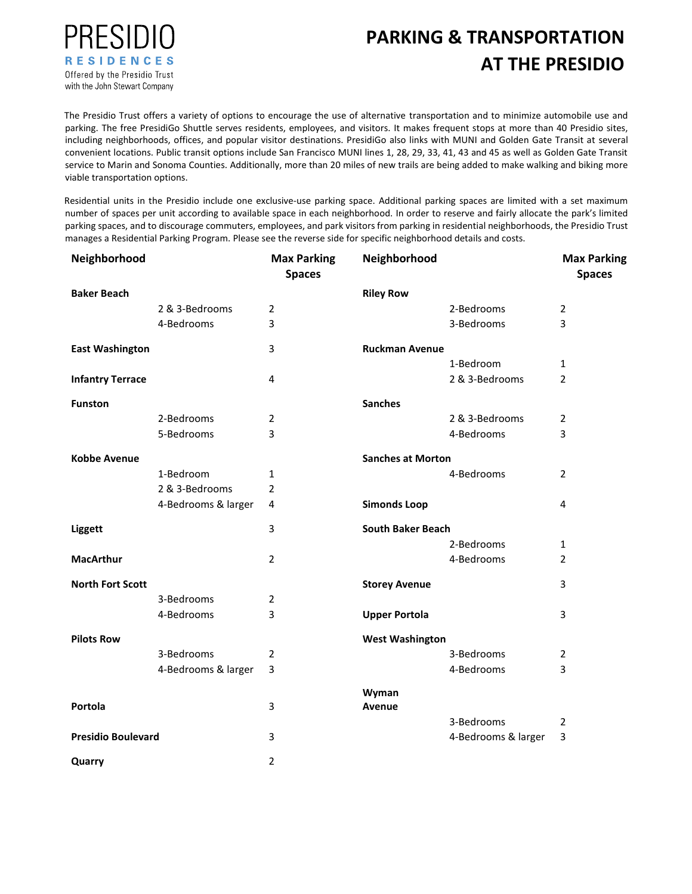PRESIDIO
RESIDENCES
Offered by the Presidio Trust with the John Stewart Company

# PARKING & TRANSPORTATION AT THE PRESIDIO

The Presidio Trust offers a variety of options to encourage the use of alternative transportation and to minimize automobile use and parking. The free PresidiGo Shuttle serves residents, employees, and visitors. It makes frequent stops at more than 40 Presidio sites, including neighborhoods, offices, and popular visitor destinations. PresidiGo also links with MUNI and Golden Gate Transit at several convenient locations. Public transit options include San Francisco MUNI lines 1, 28, 29, 33, 41, 43 and 45 as well as Golden Gate Transit service to Marin and Sonoma Counties. Additionally, more than 20 miles of new trails are being added to make walking and biking more viable transportation options.

Residential units in the Presidio include one exclusive-use parking space. Additional parking spaces are limited with a set maximum number of spaces per unit according to available space in each neighborhood. In order to reserve and fairly allocate the park's limited parking spaces, and to discourage commuters, employees, and park visitors from parking in residential neighborhoods, the Presidio Trust manages a Residential Parking Program. Please see the reverse side for specific neighborhood details and costs.

| Neighborhood | | Max Parking Spaces |
|---|---|---|
| **Baker Beach** | | |
| | 2 & 3-Bedrooms | 2 |
| | 4-Bedrooms | 3 |
| **East Washington** | | 3 |
| **Infantry Terrace** | | 4 |
| **Funston** | | |
| | 2-Bedrooms | 2 |
| | 5-Bedrooms | 3 |
| **Kobbe Avenue** | | |
| | 1-Bedroom | 1 |
| | 2 & 3-Bedrooms | 2 |
| | 4-Bedrooms & larger | 4 |
| **Liggett** | | 3 |
| **MacArthur** | | 2 |
| **North Fort Scott** | | |
| | 3-Bedrooms | 2 |
| | 4-Bedrooms | 3 |
| **Pilots Row** | | |
| | 3-Bedrooms | 2 |
| | 4-Bedrooms & larger | 3 |
| **Portola** | | 3 |
| **Presidio Boulevard** | | 3 |
| **Quarry** | | 2 |
| **Riley Row** | | |
| | 2-Bedrooms | 2 |
| | 3-Bedrooms | 3 |
| **Ruckman Avenue** | | |
| | 1-Bedroom | 1 |
| | 2 & 3-Bedrooms | 2 |
| **Sanches** | | |
| | 2 & 3-Bedrooms | 2 |
| | 4-Bedrooms | 3 |
| **Sanches at Morton** | | |
| | 4-Bedrooms | 2 |
| **Simonds Loop** | | 4 |
| **South Baker Beach** | | |
| | 2-Bedrooms | 1 |
| | 4-Bedrooms | 2 |
| **Storey Avenue** | | 3 |
| **Upper Portola** | | 3 |
| **West Washington** | | |
| | 3-Bedrooms | 2 |
| | 4-Bedrooms | 3 |
| **Wyman Avenue** | | |
| | 3-Bedrooms | 2 |
| | 4-Bedrooms & larger | 3 |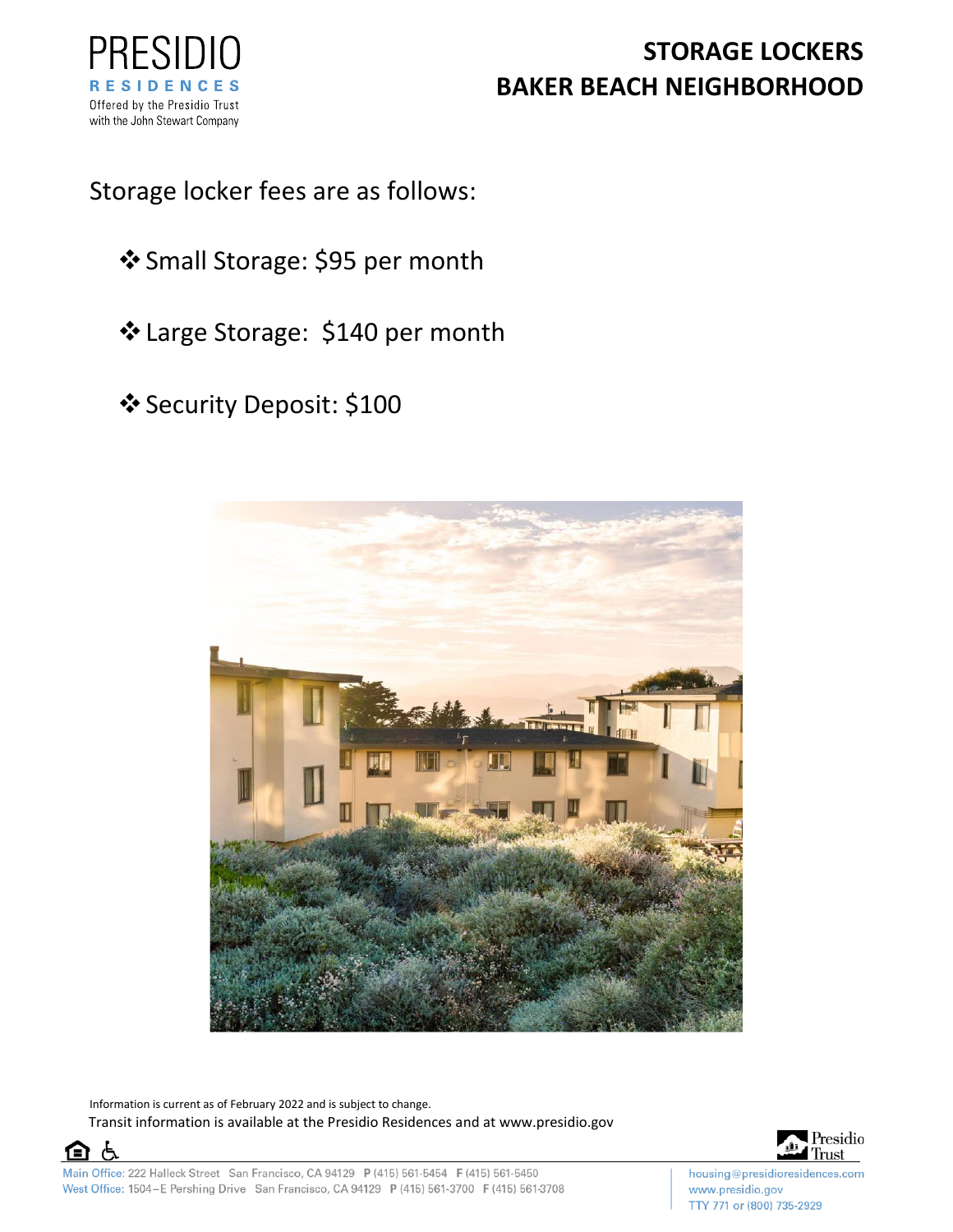PRESIDIO
RESIDENCES
Offered by the Presidio Trust with the John Stewart Company

# STORAGE LOCKERS
# BAKER BEACH NEIGHBORHOOD

Storage locker fees are as follows:

- Small Storage: $95 per month
- Large Storage: $140 per month
- Security Deposit: $100

Information is current as of February 2022 and is subject to change.

Transit information is available at the Presidio Residences and at www.presidio.gov

Main Office: 222 Halleck Street San Francisco, CA 94129 P (415) 561-5454 F (415) 561-5450
West Office: 1504–E Pershing Drive San Francisco, CA 94129 P (415) 561-3700 F (415) 561-3708

housing@presidioresidences.com
www.presidio.gov
TTY 771 or (800) 735-2929